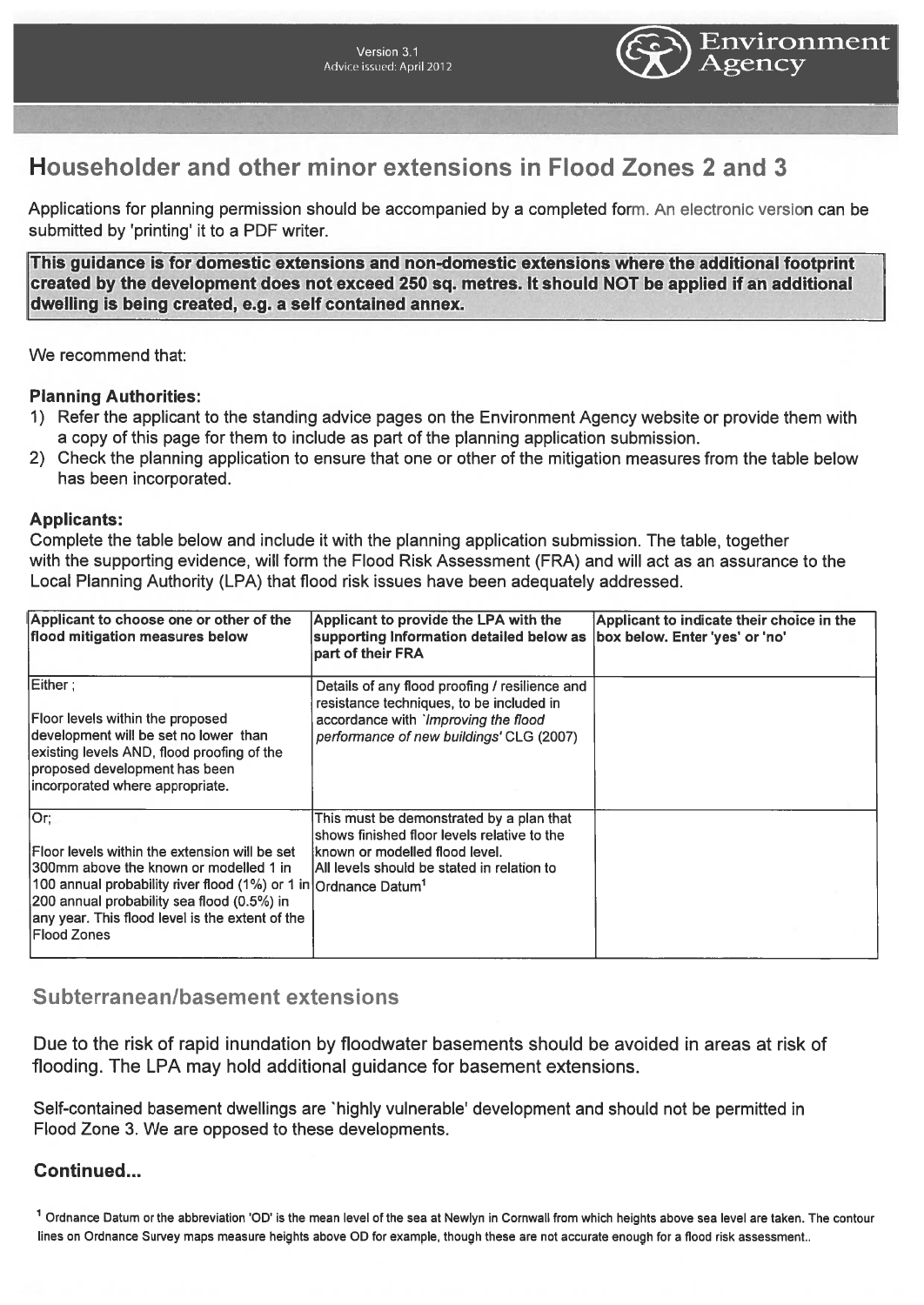# Householder and other minor extensions in Flood Zones 2 and 3

Applications for planning permission should be accompanied by a completed form. An electronic version can be submitted by 'printing' it to a PDF writer.

**This guidance is for domestic extensions and non-domestic extensions where the additional footprint created by the development does not exceed 250 sq. metres. It should NOT be applied if an additional dwelling is being created, e.g. a self contained annex.**

We recommend that:

**Planning Authorities:**

1) Refer the applicant to the standing advice pages on the Environment Agency website or provide them with a copy of this page for them to include as part of the planning application submission.
2) Check the planning application to ensure that one or other of the mitigation measures from the table below has been incorporated.

**Applicants:**

Complete the table below and include it with the planning application submission. The table, together with the supporting evidence, will form the Flood Risk Assessment (FRA) and will act as an assurance to the Local Planning Authority (LPA) that flood risk issues have been adequately addressed.

| Applicant to choose one or other of the flood mitigation measures below | Applicant to provide the LPA with the supporting information detailed below as part of their FRA | Applicant to indicate their choice in the box below. Enter 'yes' or 'no' |
|---|---|---|
| Either ;<br><br>Floor levels within the proposed development will be set no lower than existing levels AND, flood proofing of the proposed development has been incorporated where appropriate. | Details of any flood proofing / resilience and resistance techniques, to be included in accordance with *'Improving the flood performance of new buildings'* CLG (2007) | |
| Or;<br><br>Floor levels within the extension will be set 300mm above the known or modelled 1 in 100 annual probability river flood (1%) or 1 in 200 annual probability sea flood (0.5%) in any year. This flood level is the extent of the Flood Zones | This must be demonstrated by a plan that shows finished floor levels relative to the known or modelled flood level.<br>All levels should be stated in relation to Ordnance Datum[1] | |

## Subterranean/basement extensions

Due to the risk of rapid inundation by floodwater basements should be avoided in areas at risk of flooding. The LPA may hold additional guidance for basement extensions.

Self-contained basement dwellings are 'highly vulnerable' development and should not be permitted in Flood Zone 3. We are opposed to these developments.

**Continued...**

[1] Ordnance Datum or the abbreviation 'OD' is the mean level of the sea at Newlyn in Cornwall from which heights above sea level are taken. The contour lines on Ordnance Survey maps measure heights above OD for example, though these are not accurate enough for a flood risk assessment..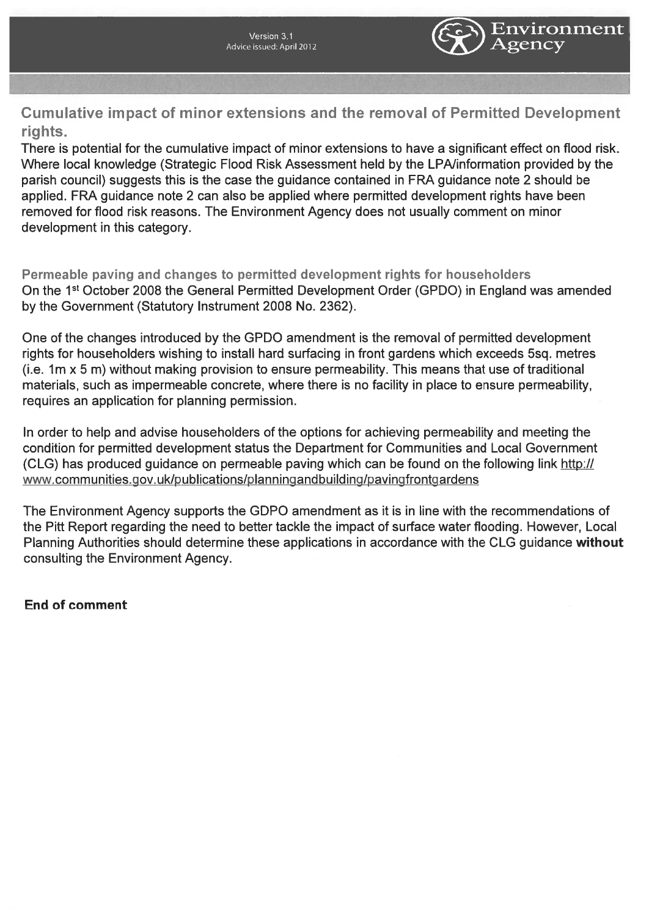## Cumulative impact of minor extensions and the removal of Permitted Development rights.

There is potential for the cumulative impact of minor extensions to have a significant effect on flood risk. Where local knowledge (Strategic Flood Risk Assessment held by the LPA/information provided by the parish council) suggests this is the case the guidance contained in FRA guidance note 2 should be applied. FRA guidance note 2 can also be applied where permitted development rights have been removed for flood risk reasons. The Environment Agency does not usually comment on minor development in this category.

### Permeable paving and changes to permitted development rights for householders

On the 1st October 2008 the General Permitted Development Order (GPDO) in England was amended by the Government (Statutory Instrument 2008 No. 2362).

One of the changes introduced by the GPDO amendment is the removal of permitted development rights for householders wishing to install hard surfacing in front gardens which exceeds 5sq. metres (i.e. 1m x 5 m) without making provision to ensure permeability. This means that use of traditional materials, such as impermeable concrete, where there is no facility in place to ensure permeability, requires an application for planning permission.

In order to help and advise householders of the options for achieving permeability and meeting the condition for permitted development status the Department for Communities and Local Government (CLG) has produced guidance on permeable paving which can be found on the following link http://www.communities.gov.uk/publications/planningandbuilding/pavingfrontgardens

The Environment Agency supports the GDPO amendment as it is in line with the recommendations of the Pitt Report regarding the need to better tackle the impact of surface water flooding. However, Local Planning Authorities should determine these applications in accordance with the CLG guidance **without** consulting the Environment Agency.

**End of comment**